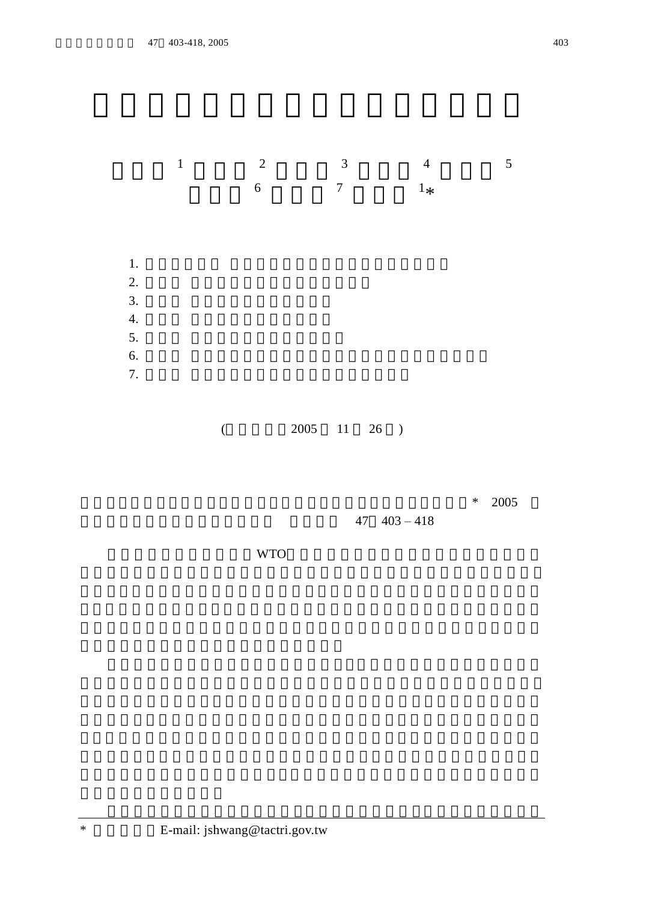[1] [2] [3] [4] [5]
[6] [7] [1]*

1.
2.
3.
4.
5.
6.
7.

( 2005 11 26 )

* 2005
47 403 – 418

WTO

* E-mail: jshwang@tactri.gov.tw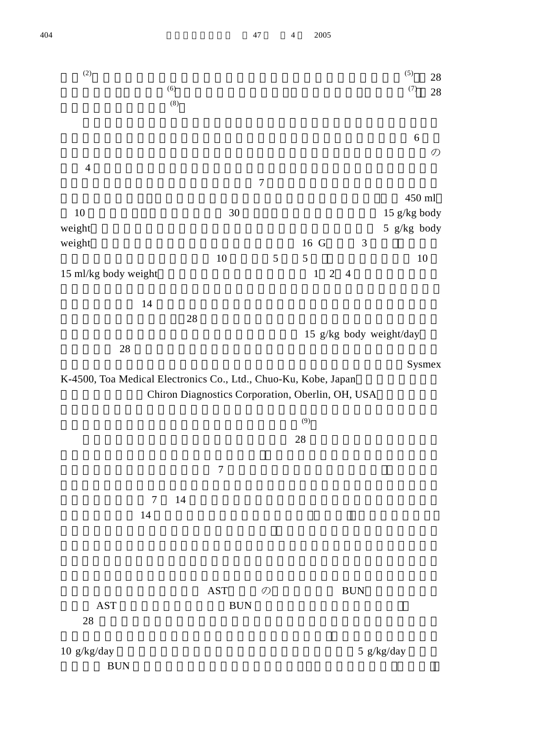(2) (5) 28

(6) (7) 28

(8)

6

の

4

7

450 ml

10 30 15 g/kg body weight 5 g/kg body weight 16 G 3

10 5 5 10

15 ml/kg body weight 1 2 4

14

28

15 g/kg body weight/day

28

Sysmex K-4500, Toa Medical Electronics Co., Ltd., Chuo-Ku, Kobe, Japan

Chiron Diagnostics Corporation, Oberlin, OH, USA

(9)

28

7

7 14

14

AST の BUN

AST BUN

28

10 g/kg/day 5 g/kg/day

BUN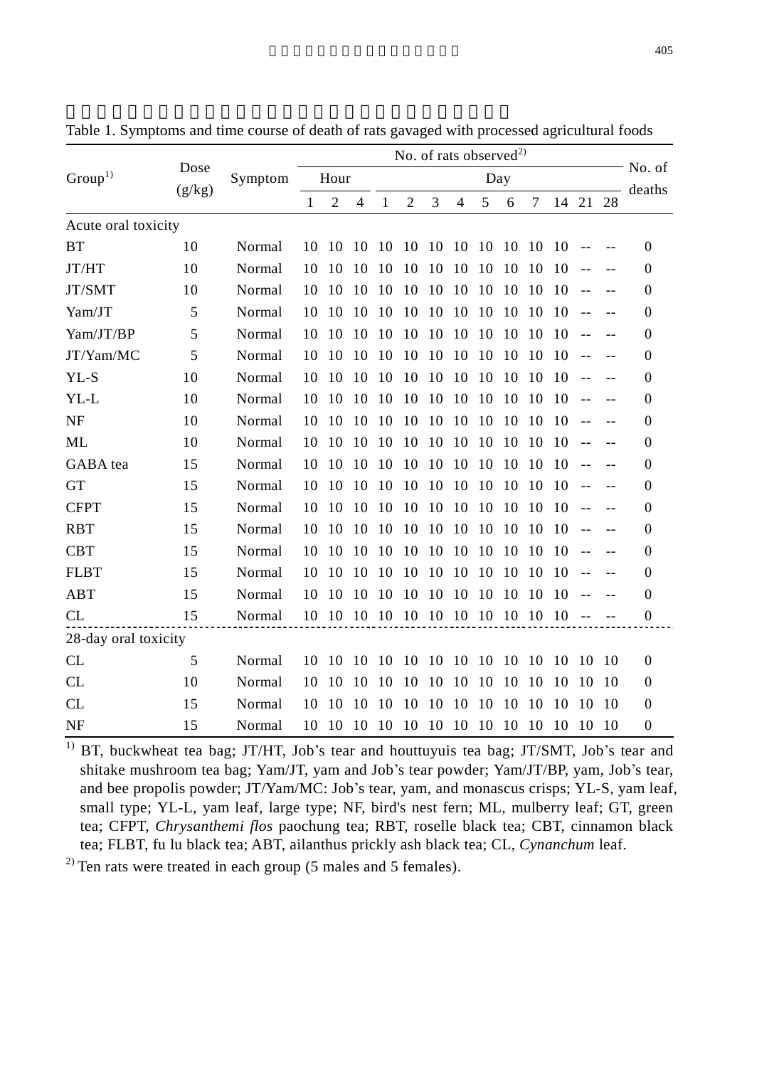Table 1. Symptoms and time course of death of rats gavaged with processed agricultural foods

| Group[1] | Dose (g/kg) | Symptom | No. of rats observed[2] | | | | | | | | | | | | | | No. of deaths |
|---|---|---|---|---|---|---|---|---|---|---|---|---|---|---|---|---|---|
| | | | Hour | | | Day | | | | | | | | | | | |
| | | | 1 | 2 | 4 | 1 | 2 | 3 | 4 | 5 | 6 | 7 | 14 | 21 | 28 | | |
| Acute oral toxicity | | | | | | | | | | | | | | | | | |
| BT | 10 | Normal | 10 | 10 | 10 | 10 | 10 | 10 | 10 | 10 | 10 | 10 | 10 | -- | -- | | 0 |
| JT/HT | 10 | Normal | 10 | 10 | 10 | 10 | 10 | 10 | 10 | 10 | 10 | 10 | 10 | -- | -- | | 0 |
| JT/SMT | 10 | Normal | 10 | 10 | 10 | 10 | 10 | 10 | 10 | 10 | 10 | 10 | 10 | -- | -- | | 0 |
| Yam/JT | 5 | Normal | 10 | 10 | 10 | 10 | 10 | 10 | 10 | 10 | 10 | 10 | 10 | -- | -- | | 0 |
| Yam/JT/BP | 5 | Normal | 10 | 10 | 10 | 10 | 10 | 10 | 10 | 10 | 10 | 10 | 10 | -- | -- | | 0 |
| JT/Yam/MC | 5 | Normal | 10 | 10 | 10 | 10 | 10 | 10 | 10 | 10 | 10 | 10 | 10 | -- | -- | | 0 |
| YL-S | 10 | Normal | 10 | 10 | 10 | 10 | 10 | 10 | 10 | 10 | 10 | 10 | 10 | -- | -- | | 0 |
| YL-L | 10 | Normal | 10 | 10 | 10 | 10 | 10 | 10 | 10 | 10 | 10 | 10 | 10 | -- | -- | | 0 |
| NF | 10 | Normal | 10 | 10 | 10 | 10 | 10 | 10 | 10 | 10 | 10 | 10 | 10 | -- | -- | | 0 |
| ML | 10 | Normal | 10 | 10 | 10 | 10 | 10 | 10 | 10 | 10 | 10 | 10 | 10 | -- | -- | | 0 |
| GABA tea | 15 | Normal | 10 | 10 | 10 | 10 | 10 | 10 | 10 | 10 | 10 | 10 | 10 | -- | -- | | 0 |
| GT | 15 | Normal | 10 | 10 | 10 | 10 | 10 | 10 | 10 | 10 | 10 | 10 | 10 | -- | -- | | 0 |
| CFPT | 15 | Normal | 10 | 10 | 10 | 10 | 10 | 10 | 10 | 10 | 10 | 10 | 10 | -- | -- | | 0 |
| RBT | 15 | Normal | 10 | 10 | 10 | 10 | 10 | 10 | 10 | 10 | 10 | 10 | 10 | -- | -- | | 0 |
| CBT | 15 | Normal | 10 | 10 | 10 | 10 | 10 | 10 | 10 | 10 | 10 | 10 | 10 | -- | -- | | 0 |
| FLBT | 15 | Normal | 10 | 10 | 10 | 10 | 10 | 10 | 10 | 10 | 10 | 10 | 10 | -- | -- | | 0 |
| ABT | 15 | Normal | 10 | 10 | 10 | 10 | 10 | 10 | 10 | 10 | 10 | 10 | 10 | -- | -- | | 0 |
| CL | 15 | Normal | 10 | 10 | 10 | 10 | 10 | 10 | 10 | 10 | 10 | 10 | 10 | -- | -- | | 0 |
| 28-day oral toxicity | | | | | | | | | | | | | | | | | |
| CL | 5 | Normal | 10 | 10 | 10 | 10 | 10 | 10 | 10 | 10 | 10 | 10 | 10 | 10 | 10 | | 0 |
| CL | 10 | Normal | 10 | 10 | 10 | 10 | 10 | 10 | 10 | 10 | 10 | 10 | 10 | 10 | 10 | | 0 |
| CL | 15 | Normal | 10 | 10 | 10 | 10 | 10 | 10 | 10 | 10 | 10 | 10 | 10 | 10 | 10 | | 0 |
| NF | 15 | Normal | 10 | 10 | 10 | 10 | 10 | 10 | 10 | 10 | 10 | 10 | 10 | 10 | 10 | | 0 |

[1] BT, buckwheat tea bag; JT/HT, Job's tear and houttuyuis tea bag; JT/SMT, Job's tear and shitake mushroom tea bag; Yam/JT, yam and Job's tear powder; Yam/JT/BP, yam, Job's tear, and bee propolis powder; JT/Yam/MC: Job's tear, yam, and monascus crisps; YL-S, yam leaf, small type; YL-L, yam leaf, large type; NF, bird's nest fern; ML, mulberry leaf; GT, green tea; CFPT, *Chrysanthemi flos* paochung tea; RBT, roselle black tea; CBT, cinnamon black tea; FLBT, fu lu black tea; ABT, ailanthus prickly ash black tea; CL, *Cynanchum* leaf.

[2] Ten rats were treated in each group (5 males and 5 females).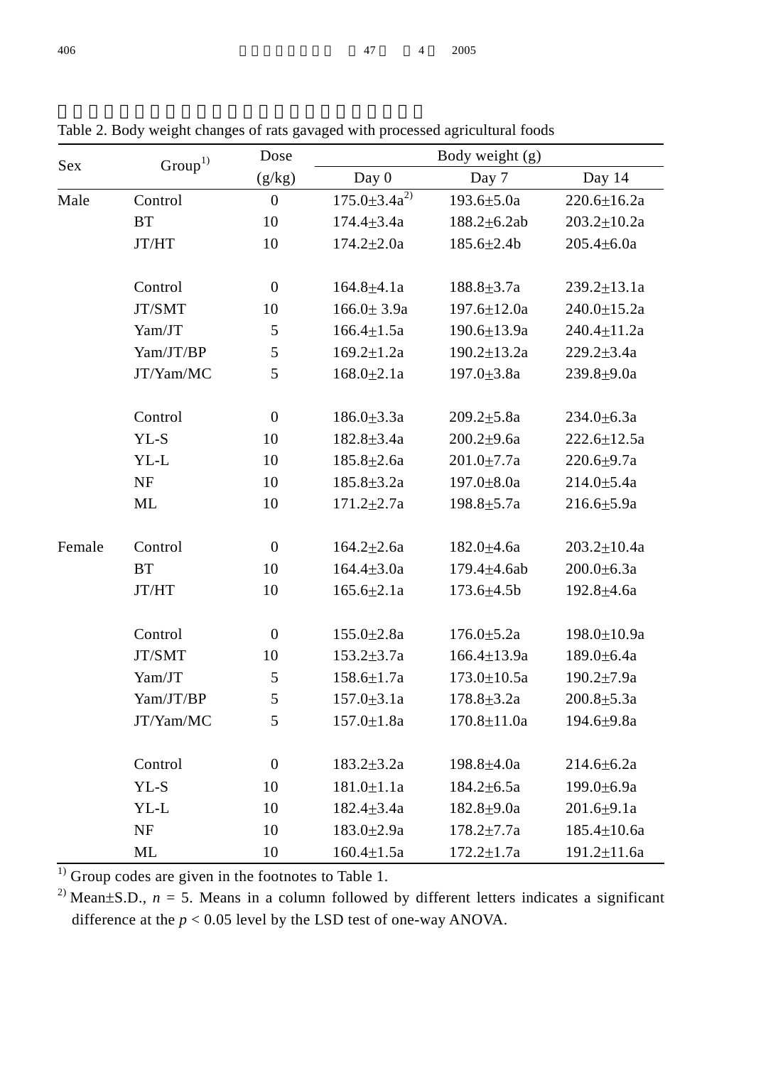表二、大鼠經口投予農產加工食品後之體重變化

Table 2. Body weight changes of rats gavaged with processed agricultural foods

| Sex | Group[1)] | Dose | Body weight (g) | | |
|---|---|---|---|---|---|
| | | (g/kg) | Day 0 | Day 7 | Day 14 |
| Male | Control | 0 | 175.0±3.4a[2)] | 193.6±5.0a | 220.6±16.2a |
| | BT | 10 | 174.4±3.4a | 188.2±6.2ab | 203.2±10.2a |
| | JT/HT | 10 | 174.2±2.0a | 185.6±2.4b | 205.4±6.0a |
| | | | | | |
| | Control | 0 | 164.8±4.1a | 188.8±3.7a | 239.2±13.1a |
| | JT/SMT | 10 | 166.0± 3.9a | 197.6±12.0a | 240.0±15.2a |
| | Yam/JT | 5 | 166.4±1.5a | 190.6±13.9a | 240.4±11.2a |
| | Yam/JT/BP | 5 | 169.2±1.2a | 190.2±13.2a | 229.2±3.4a |
| | JT/Yam/MC | 5 | 168.0±2.1a | 197.0±3.8a | 239.8±9.0a |
| | | | | | |
| | Control | 0 | 186.0±3.3a | 209.2±5.8a | 234.0±6.3a |
| | YL-S | 10 | 182.8±3.4a | 200.2±9.6a | 222.6±12.5a |
| | YL-L | 10 | 185.8±2.6a | 201.0±7.7a | 220.6±9.7a |
| | NF | 10 | 185.8±3.2a | 197.0±8.0a | 214.0±5.4a |
| | ML | 10 | 171.2±2.7a | 198.8±5.7a | 216.6±5.9a |
| | | | | | |
| Female | Control | 0 | 164.2±2.6a | 182.0±4.6a | 203.2±10.4a |
| | BT | 10 | 164.4±3.0a | 179.4±4.6ab | 200.0±6.3a |
| | JT/HT | 10 | 165.6±2.1a | 173.6±4.5b | 192.8±4.6a |
| | | | | | |
| | Control | 0 | 155.0±2.8a | 176.0±5.2a | 198.0±10.9a |
| | JT/SMT | 10 | 153.2±3.7a | 166.4±13.9a | 189.0±6.4a |
| | Yam/JT | 5 | 158.6±1.7a | 173.0±10.5a | 190.2±7.9a |
| | Yam/JT/BP | 5 | 157.0±3.1a | 178.8±3.2a | 200.8±5.3a |
| | JT/Yam/MC | 5 | 157.0±1.8a | 170.8±11.0a | 194.6±9.8a |
| | | | | | |
| | Control | 0 | 183.2±3.2a | 198.8±4.0a | 214.6±6.2a |
| | YL-S | 10 | 181.0±1.1a | 184.2±6.5a | 199.0±6.9a |
| | YL-L | 10 | 182.4±3.4a | 182.8±9.0a | 201.6±9.1a |
| | NF | 10 | 183.0±2.9a | 178.2±7.7a | 185.4±10.6a |
| | ML | 10 | 160.4±1.5a | 172.2±1.7a | 191.2±11.6a |

[1)] Group codes are given in the footnotes to Table 1.

[2)] Mean±S.D., $n$ = 5. Means in a column followed by different letters indicates a significant difference at the $p < 0.05$ level by the LSD test of one-way ANOVA.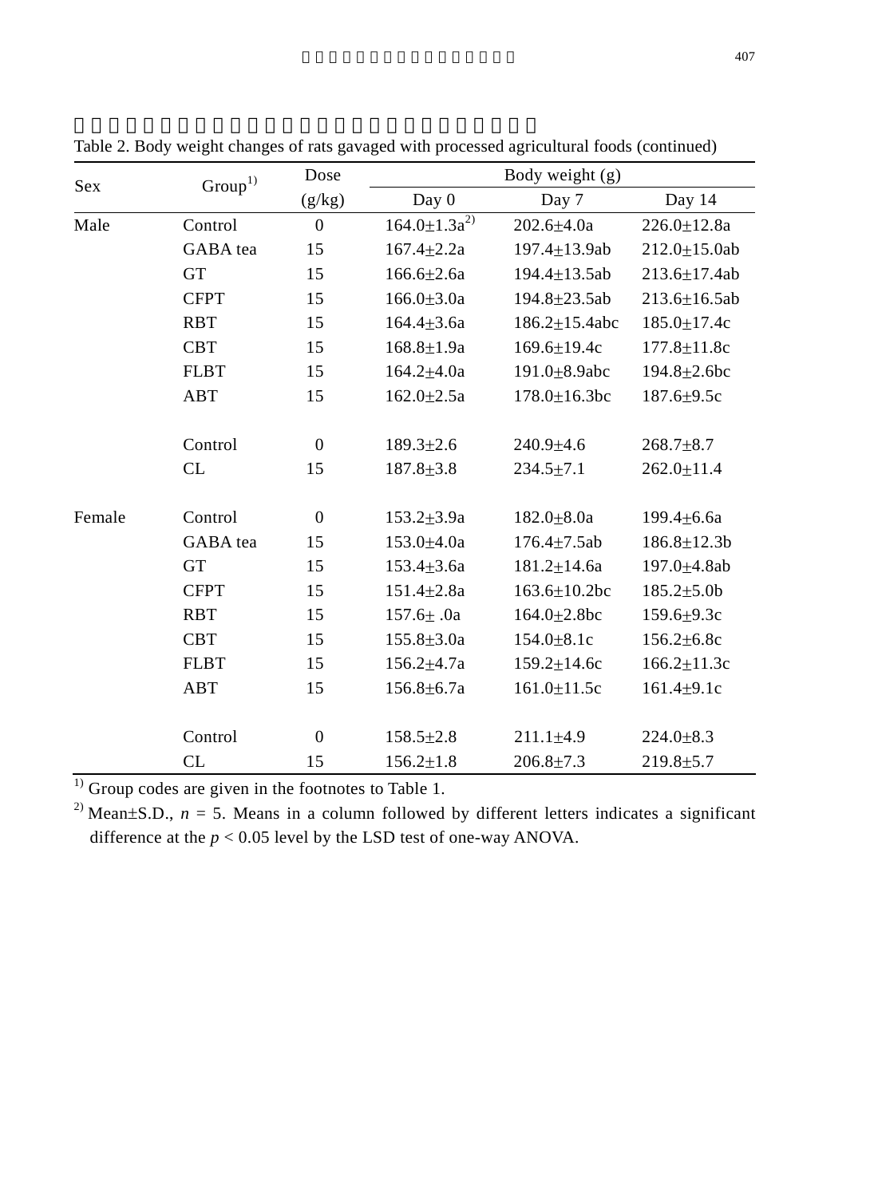Table 2. Body weight changes of rats gavaged with processed agricultural foods (continued)

| Sex | Group[1)] | Dose (g/kg) | Body weight (g) | | |
|---|---|---|---|---|---|
| | | | Day 0 | Day 7 | Day 14 |
| Male | Control | 0 | 164.0±1.3a[2)] | 202.6±4.0a | 226.0±12.8a |
| | GABA tea | 15 | 167.4±2.2a | 197.4±13.9ab | 212.0±15.0ab |
| | GT | 15 | 166.6±2.6a | 194.4±13.5ab | 213.6±17.4ab |
| | CFPT | 15 | 166.0±3.0a | 194.8±23.5ab | 213.6±16.5ab |
| | RBT | 15 | 164.4±3.6a | 186.2±15.4abc | 185.0±17.4c |
| | CBT | 15 | 168.8±1.9a | 169.6±19.4c | 177.8±11.8c |
| | FLBT | 15 | 164.2±4.0a | 191.0±8.9abc | 194.8±2.6bc |
| | ABT | 15 | 162.0±2.5a | 178.0±16.3bc | 187.6±9.5c |
| | | | | | |
| | Control | 0 | 189.3±2.6 | 240.9±4.6 | 268.7±8.7 |
| | CL | 15 | 187.8±3.8 | 234.5±7.1 | 262.0±11.4 |
| | | | | | |
| Female | Control | 0 | 153.2±3.9a | 182.0±8.0a | 199.4±6.6a |
| | GABA tea | 15 | 153.0±4.0a | 176.4±7.5ab | 186.8±12.3b |
| | GT | 15 | 153.4±3.6a | 181.2±14.6a | 197.0±4.8ab |
| | CFPT | 15 | 151.4±2.8a | 163.6±10.2bc | 185.2±5.0b |
| | RBT | 15 | 157.6± .0a | 164.0±2.8bc | 159.6±9.3c |
| | CBT | 15 | 155.8±3.0a | 154.0±8.1c | 156.2±6.8c |
| | FLBT | 15 | 156.2±4.7a | 159.2±14.6c | 166.2±11.3c |
| | ABT | 15 | 156.8±6.7a | 161.0±11.5c | 161.4±9.1c |
| | | | | | |
| | Control | 0 | 158.5±2.8 | 211.1±4.9 | 224.0±8.3 |
| | CL | 15 | 156.2±1.8 | 206.8±7.3 | 219.8±5.7 |

[1)] Group codes are given in the footnotes to Table 1.

[2)] Mean±S.D., $n$ = 5. Means in a column followed by different letters indicates a significant difference at the $p < 0.05$ level by the LSD test of one-way ANOVA.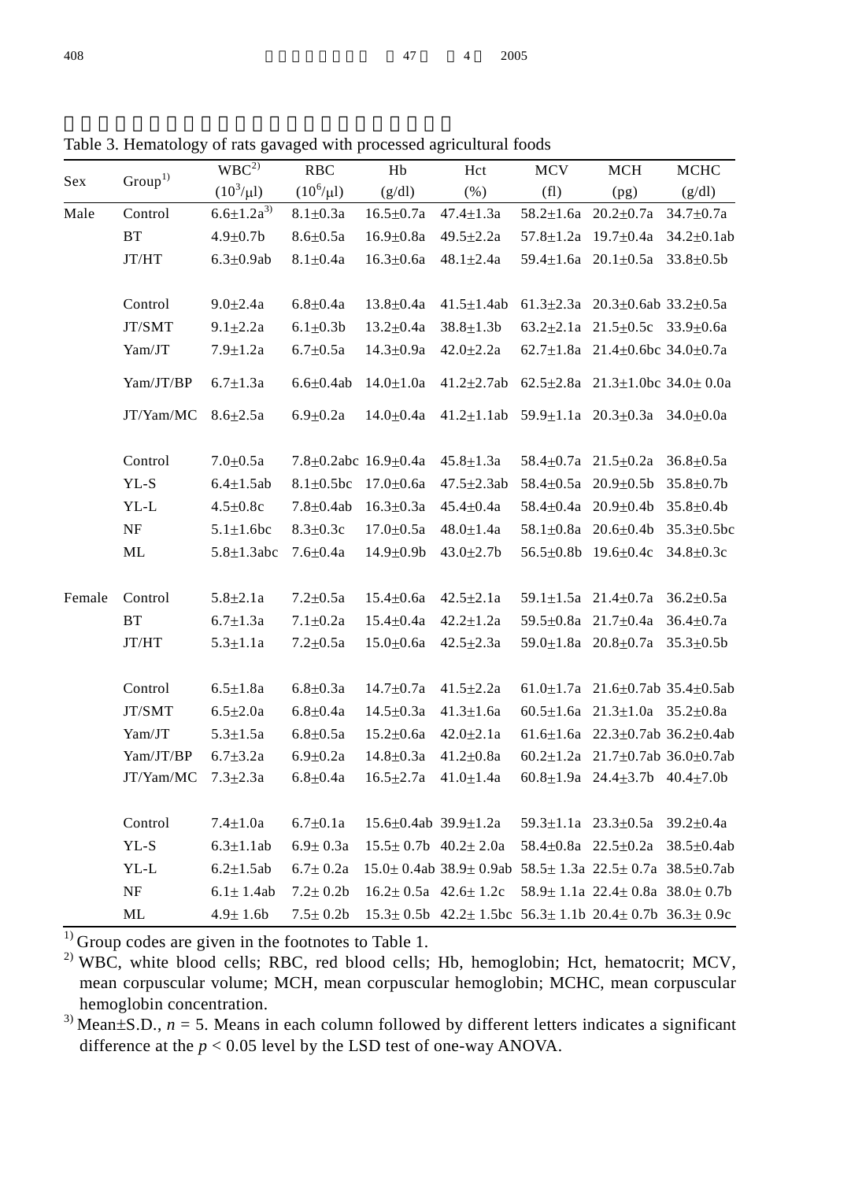表三、加工農產品餵食大鼠後對血液學檢驗值之影響

Table 3. Hematology of rats gavaged with processed agricultural foods

| Sex | Group[1)] | WBC[2)] ($10^3/\mu l$) | RBC ($10^6/\mu l$) | Hb (g/dl) | Hct (%) | MCV (fl) | MCH (pg) | MCHC (g/dl) |
|---|---|---|---|---|---|---|---|---|
| Male | Control | 6.6±1.2a[3)] | 8.1±0.3a | 16.5±0.7a | 47.4±1.3a | 58.2±1.6a | 20.2±0.7a | 34.7±0.7a |
| | BT | 4.9±0.7b | 8.6±0.5a | 16.9±0.8a | 49.5±2.2a | 57.8±1.2a | 19.7±0.4a | 34.2±0.1ab |
| | JT/HT | 6.3±0.9ab | 8.1±0.4a | 16.3±0.6a | 48.1±2.4a | 59.4±1.6a | 20.1±0.5a | 33.8±0.5b |
| | | | | | | | | |
| | Control | 9.0±2.4a | 6.8±0.4a | 13.8±0.4a | 41.5±1.4ab | 61.3±2.3a | 20.3±0.6ab | 33.2±0.5a |
| | JT/SMT | 9.1±2.2a | 6.1±0.3b | 13.2±0.4a | 38.8±1.3b | 63.2±2.1a | 21.5±0.5c | 33.9±0.6a |
| | Yam/JT | 7.9±1.2a | 6.7±0.5a | 14.3±0.9a | 42.0±2.2a | 62.7±1.8a | 21.4±0.6bc | 34.0±0.7a |
| | Yam/JT/BP | 6.7±1.3a | 6.6±0.4ab | 14.0±1.0a | 41.2±2.7ab | 62.5±2.8a | 21.3±1.0bc | 34.0± 0.0a |
| | JT/Yam/MC | 8.6±2.5a | 6.9±0.2a | 14.0±0.4a | 41.2±1.1ab | 59.9±1.1a | 20.3±0.3a | 34.0±0.0a |
| | | | | | | | | |
| | Control | 7.0±0.5a | 7.8±0.2abc | 16.9±0.4a | 45.8±1.3a | 58.4±0.7a | 21.5±0.2a | 36.8±0.5a |
| | YL-S | 6.4±1.5ab | 8.1±0.5bc | 17.0±0.6a | 47.5±2.3ab | 58.4±0.5a | 20.9±0.5b | 35.8±0.7b |
| | YL-L | 4.5±0.8c | 7.8±0.4ab | 16.3±0.3a | 45.4±0.4a | 58.4±0.4a | 20.9±0.4b | 35.8±0.4b |
| | NF | 5.1±1.6bc | 8.3±0.3c | 17.0±0.5a | 48.0±1.4a | 58.1±0.8a | 20.6±0.4b | 35.3±0.5bc |
| | ML | 5.8±1.3abc | 7.6±0.4a | 14.9±0.9b | 43.0±2.7b | 56.5±0.8b | 19.6±0.4c | 34.8±0.3c |
| | | | | | | | | |
| Female | Control | 5.8±2.1a | 7.2±0.5a | 15.4±0.6a | 42.5±2.1a | 59.1±1.5a | 21.4±0.7a | 36.2±0.5a |
| | BT | 6.7±1.3a | 7.1±0.2a | 15.4±0.4a | 42.2±1.2a | 59.5±0.8a | 21.7±0.4a | 36.4±0.7a |
| | JT/HT | 5.3±1.1a | 7.2±0.5a | 15.0±0.6a | 42.5±2.3a | 59.0±1.8a | 20.8±0.7a | 35.3±0.5b |
| | | | | | | | | |
| | Control | 6.5±1.8a | 6.8±0.3a | 14.7±0.7a | 41.5±2.2a | 61.0±1.7a | 21.6±0.7ab | 35.4±0.5ab |
| | JT/SMT | 6.5±2.0a | 6.8±0.4a | 14.5±0.3a | 41.3±1.6a | 60.5±1.6a | 21.3±1.0a | 35.2±0.8a |
| | Yam/JT | 5.3±1.5a | 6.8±0.5a | 15.2±0.6a | 42.0±2.1a | 61.6±1.6a | 22.3±0.7ab | 36.2±0.4ab |
| | Yam/JT/BP | 6.7±3.2a | 6.9±0.2a | 14.8±0.3a | 41.2±0.8a | 60.2±1.2a | 21.7±0.7ab | 36.0±0.7ab |
| | JT/Yam/MC | 7.3±2.3a | 6.8±0.4a | 16.5±2.7a | 41.0±1.4a | 60.8±1.9a | 24.4±3.7b | 40.4±7.0b |
| | | | | | | | | |
| | Control | 7.4±1.0a | 6.7±0.1a | 15.6±0.4ab | 39.9±1.2a | 59.3±1.1a | 23.3±0.5a | 39.2±0.4a |
| | YL-S | 6.3±1.1ab | 6.9± 0.3a | 15.5± 0.7b | 40.2± 2.0a | 58.4±0.8a | 22.5±0.2a | 38.5±0.4ab |
| | YL-L | 6.2±1.5ab | 6.7± 0.2a | 15.0± 0.4ab | 38.9± 0.9ab | 58.5± 1.3a | 22.5± 0.7a | 38.5±0.7ab |
| | NF | 6.1± 1.4ab | 7.2± 0.2b | 16.2± 0.5a | 42.6± 1.2c | 58.9± 1.1a | 22.4± 0.8a | 38.0± 0.7b |
| | ML | 4.9± 1.6b | 7.5± 0.2b | 15.3± 0.5b | 42.2± 1.5bc | 56.3± 1.1b | 20.4± 0.7b | 36.3± 0.9c |

1) Group codes are given in the footnotes to Table 1.

2) WBC, white blood cells; RBC, red blood cells; Hb, hemoglobin; Hct, hematocrit; MCV, mean corpuscular volume; MCH, mean corpuscular hemoglobin; MCHC, mean corpuscular hemoglobin concentration.

3) Mean±S.D., $n = 5$. Means in each column followed by different letters indicates a significant difference at the $p < 0.05$ level by the LSD test of one-way ANOVA.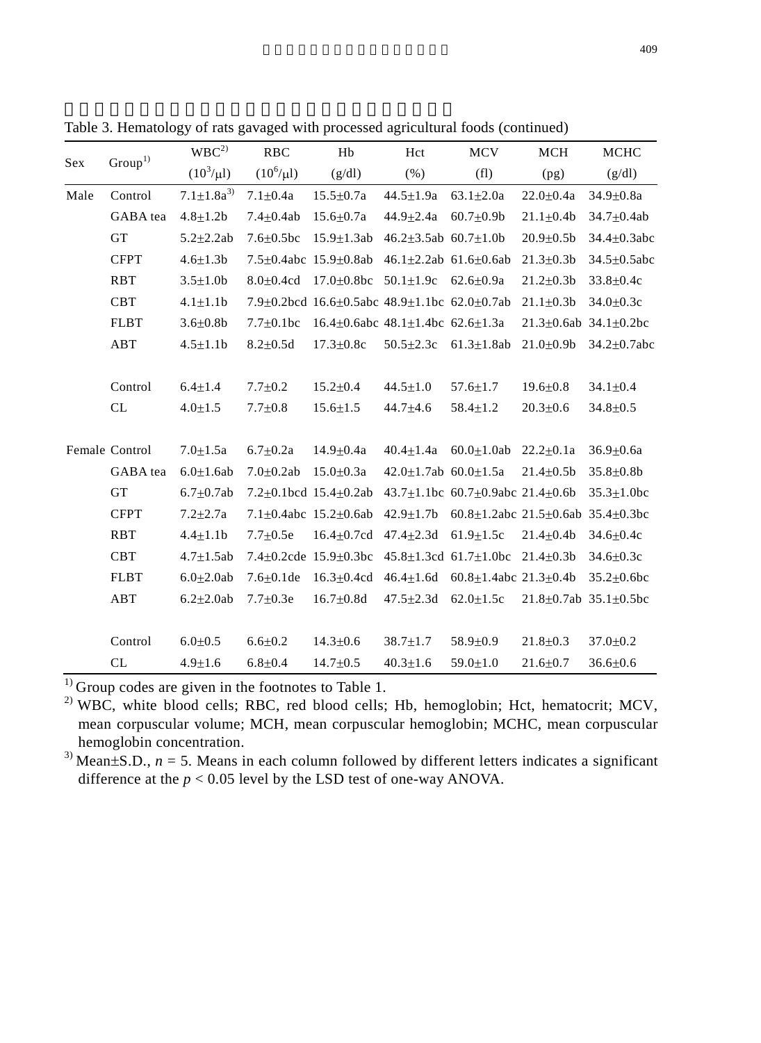表三、大鼠管餵農產加工食品之血液學分析結果（續）

Table 3. Hematology of rats gavaged with processed agricultural foods (continued)

| Sex | Group[1)] | WBC[2)] ($10^3$/μl) | RBC ($10^6$/μl) | Hb (g/dl) | Hct (%) | MCV (fl) | MCH (pg) | MCHC (g/dl) |
|---|---|---|---|---|---|---|---|---|
| Male | Control | 7.1±1.8a[3)] | 7.1±0.4a | 15.5±0.7a | 44.5±1.9a | 63.1±2.0a | 22.0±0.4a | 34.9±0.8a |
| | GABA tea | 4.8±1.2b | 7.4±0.4ab | 15.6±0.7a | 44.9±2.4a | 60.7±0.9b | 21.1±0.4b | 34.7±0.4ab |
| | GT | 5.2±2.2ab | 7.6±0.5bc | 15.9±1.3ab | 46.2±3.5ab | 60.7±1.0b | 20.9±0.5b | 34.4±0.3abc |
| | CFPT | 4.6±1.3b | 7.5±0.4abc | 15.9±0.8ab | 46.1±2.2ab | 61.6±0.6ab | 21.3±0.3b | 34.5±0.5abc |
| | RBT | 3.5±1.0b | 8.0±0.4cd | 17.0±0.8bc | 50.1±1.9c | 62.6±0.9a | 21.2±0.3b | 33.8±0.4c |
| | CBT | 4.1±1.1b | 7.9±0.2bcd | 16.6±0.5abc | 48.9±1.1bc | 62.0±0.7ab | 21.1±0.3b | 34.0±0.3c |
| | FLBT | 3.6±0.8b | 7.7±0.1bc | 16.4±0.6abc | 48.1±1.4bc | 62.6±1.3a | 21.3±0.6ab | 34.1±0.2bc |
| | ABT | 4.5±1.1b | 8.2±0.5d | 17.3±0.8c | 50.5±2.3c | 61.3±1.8ab | 21.0±0.9b | 34.2±0.7abc |
| | | | | | | | | |
| | Control | 6.4±1.4 | 7.7±0.2 | 15.2±0.4 | 44.5±1.0 | 57.6±1.7 | 19.6±0.8 | 34.1±0.4 |
| | CL | 4.0±1.5 | 7.7±0.8 | 15.6±1.5 | 44.7±4.6 | 58.4±1.2 | 20.3±0.6 | 34.8±0.5 |
| | | | | | | | | |
| Female | Control | 7.0±1.5a | 6.7±0.2a | 14.9±0.4a | 40.4±1.4a | 60.0±1.0ab | 22.2±0.1a | 36.9±0.6a |
| | GABA tea | 6.0±1.6ab | 7.0±0.2ab | 15.0±0.3a | 42.0±1.7ab | 60.0±1.5a | 21.4±0.5b | 35.8±0.8b |
| | GT | 6.7±0.7ab | 7.2±0.1bcd | 15.4±0.2ab | 43.7±1.1bc | 60.7±0.9abc | 21.4±0.6b | 35.3±1.0bc |
| | CFPT | 7.2±2.7a | 7.1±0.4abc | 15.2±0.6ab | 42.9±1.7b | 60.8±1.2abc | 21.5±0.6ab | 35.4±0.3bc |
| | RBT | 4.4±1.1b | 7.7±0.5e | 16.4±0.7cd | 47.4±2.3d | 61.9±1.5c | 21.4±0.4b | 34.6±0.4c |
| | CBT | 4.7±1.5ab | 7.4±0.2cde | 15.9±0.3bc | 45.8±1.3cd | 61.7±1.0bc | 21.4±0.3b | 34.6±0.3c |
| | FLBT | 6.0±2.0ab | 7.6±0.1de | 16.3±0.4cd | 46.4±1.6d | 60.8±1.4abc | 21.3±0.4b | 35.2±0.6bc |
| | ABT | 6.2±2.0ab | 7.7±0.3e | 16.7±0.8d | 47.5±2.3d | 62.0±1.5c | 21.8±0.7ab | 35.1±0.5bc |
| | | | | | | | | |
| | Control | 6.0±0.5 | 6.6±0.2 | 14.3±0.6 | 38.7±1.7 | 58.9±0.9 | 21.8±0.3 | 37.0±0.2 |
| | CL | 4.9±1.6 | 6.8±0.4 | 14.7±0.5 | 40.3±1.6 | 59.0±1.0 | 21.6±0.7 | 36.6±0.6 |

1) Group codes are given in the footnotes to Table 1.

2) WBC, white blood cells; RBC, red blood cells; Hb, hemoglobin; Hct, hematocrit; MCV, mean corpuscular volume; MCH, mean corpuscular hemoglobin; MCHC, mean corpuscular hemoglobin concentration.

3) Mean±S.D., $n$ = 5. Means in each column followed by different letters indicates a significant difference at the $p < 0.05$ level by the LSD test of one-way ANOVA.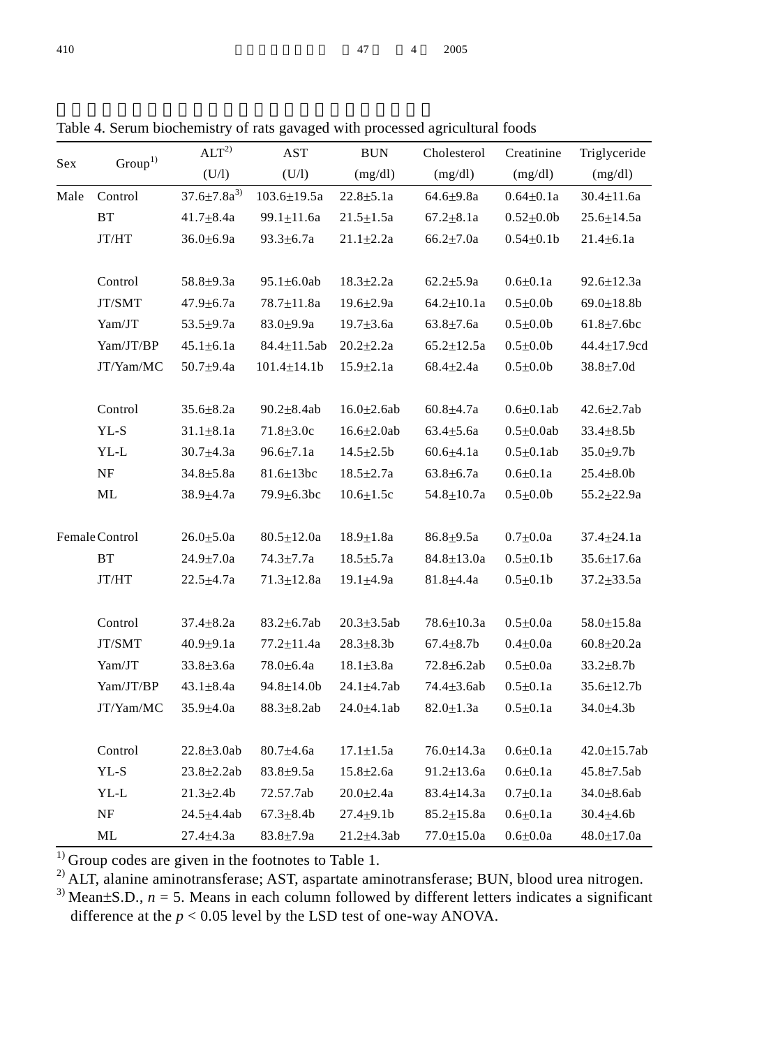Table 4. Serum biochemistry of rats gavaged with processed agricultural foods

| Sex | Group[1] | ALT[2] | AST | BUN | Cholesterol | Creatinine | Triglyceride |
|---|---|---|---|---|---|---|---|
| | | (U/l) | (U/l) | (mg/dl) | (mg/dl) | (mg/dl) | (mg/dl) |
| Male | Control | 37.6±7.8a[3] | 103.6±19.5a | 22.8±5.1a | 64.6±9.8a | 0.64±0.1a | 30.4±11.6a |
| | BT | 41.7±8.4a | 99.1±11.6a | 21.5±1.5a | 67.2±8.1a | 0.52±0.0b | 25.6±14.5a |
| | JT/HT | 36.0±6.9a | 93.3±6.7a | 21.1±2.2a | 66.2±7.0a | 0.54±0.1b | 21.4±6.1a |
| | | | | | | | |
| | Control | 58.8±9.3a | 95.1±6.0ab | 18.3±2.2a | 62.2±5.9a | 0.6±0.1a | 92.6±12.3a |
| | JT/SMT | 47.9±6.7a | 78.7±11.8a | 19.6±2.9a | 64.2±10.1a | 0.5±0.0b | 69.0±18.8b |
| | Yam/JT | 53.5±9.7a | 83.0±9.9a | 19.7±3.6a | 63.8±7.6a | 0.5±0.0b | 61.8±7.6bc |
| | Yam/JT/BP | 45.1±6.1a | 84.4±11.5ab | 20.2±2.2a | 65.2±12.5a | 0.5±0.0b | 44.4±17.9cd |
| | JT/Yam/MC | 50.7±9.4a | 101.4±14.1b | 15.9±2.1a | 68.4±2.4a | 0.5±0.0b | 38.8±7.0d |
| | | | | | | | |
| | Control | 35.6±8.2a | 90.2±8.4ab | 16.0±2.6ab | 60.8±4.7a | 0.6±0.1ab | 42.6±2.7ab |
| | YL-S | 31.1±8.1a | 71.8±3.0c | 16.6±2.0ab | 63.4±5.6a | 0.5±0.0ab | 33.4±8.5b |
| | YL-L | 30.7±4.3a | 96.6±7.1a | 14.5±2.5b | 60.6±4.1a | 0.5±0.1ab | 35.0±9.7b |
| | NF | 34.8±5.8a | 81.6±13bc | 18.5±2.7a | 63.8±6.7a | 0.6±0.1a | 25.4±8.0b |
| | ML | 38.9±4.7a | 79.9±6.3bc | 10.6±1.5c | 54.8±10.7a | 0.5±0.0b | 55.2±22.9a |
| | | | | | | | |
| Female | Control | 26.0±5.0a | 80.5±12.0a | 18.9±1.8a | 86.8±9.5a | 0.7±0.0a | 37.4±24.1a |
| | BT | 24.9±7.0a | 74.3±7.7a | 18.5±5.7a | 84.8±13.0a | 0.5±0.1b | 35.6±17.6a |
| | JT/HT | 22.5±4.7a | 71.3±12.8a | 19.1±4.9a | 81.8±4.4a | 0.5±0.1b | 37.2±33.5a |
| | | | | | | | |
| | Control | 37.4±8.2a | 83.2±6.7ab | 20.3±3.5ab | 78.6±10.3a | 0.5±0.0a | 58.0±15.8a |
| | JT/SMT | 40.9±9.1a | 77.2±11.4a | 28.3±8.3b | 67.4±8.7b | 0.4±0.0a | 60.8±20.2a |
| | Yam/JT | 33.8±3.6a | 78.0±6.4a | 18.1±3.8a | 72.8±6.2ab | 0.5±0.0a | 33.2±8.7b |
| | Yam/JT/BP | 43.1±8.4a | 94.8±14.0b | 24.1±4.7ab | 74.4±3.6ab | 0.5±0.1a | 35.6±12.7b |
| | JT/Yam/MC | 35.9±4.0a | 88.3±8.2ab | 24.0±4.1ab | 82.0±1.3a | 0.5±0.1a | 34.0±4.3b |
| | | | | | | | |
| | Control | 22.8±3.0ab | 80.7±4.6a | 17.1±1.5a | 76.0±14.3a | 0.6±0.1a | 42.0±15.7ab |
| | YL-S | 23.8±2.2ab | 83.8±9.5a | 15.8±2.6a | 91.2±13.6a | 0.6±0.1a | 45.8±7.5ab |
| | YL-L | 21.3±2.4b | 72.57.7ab | 20.0±2.4a | 83.4±14.3a | 0.7±0.1a | 34.0±8.6ab |
| | NF | 24.5±4.4ab | 67.3±8.4b | 27.4±9.1b | 85.2±15.8a | 0.6±0.1a | 30.4±4.6b |
| | ML | 27.4±4.3a | 83.8±7.9a | 21.2±4.3ab | 77.0±15.0a | 0.6±0.0a | 48.0±17.0a |

[1] Group codes are given in the footnotes to Table 1.
[2] ALT, alanine aminotransferase; AST, aspartate aminotransferase; BUN, blood urea nitrogen.
[3] Mean±S.D., $n$ = 5. Means in each column followed by different letters indicates a significant difference at the $p < 0.05$ level by the LSD test of one-way ANOVA.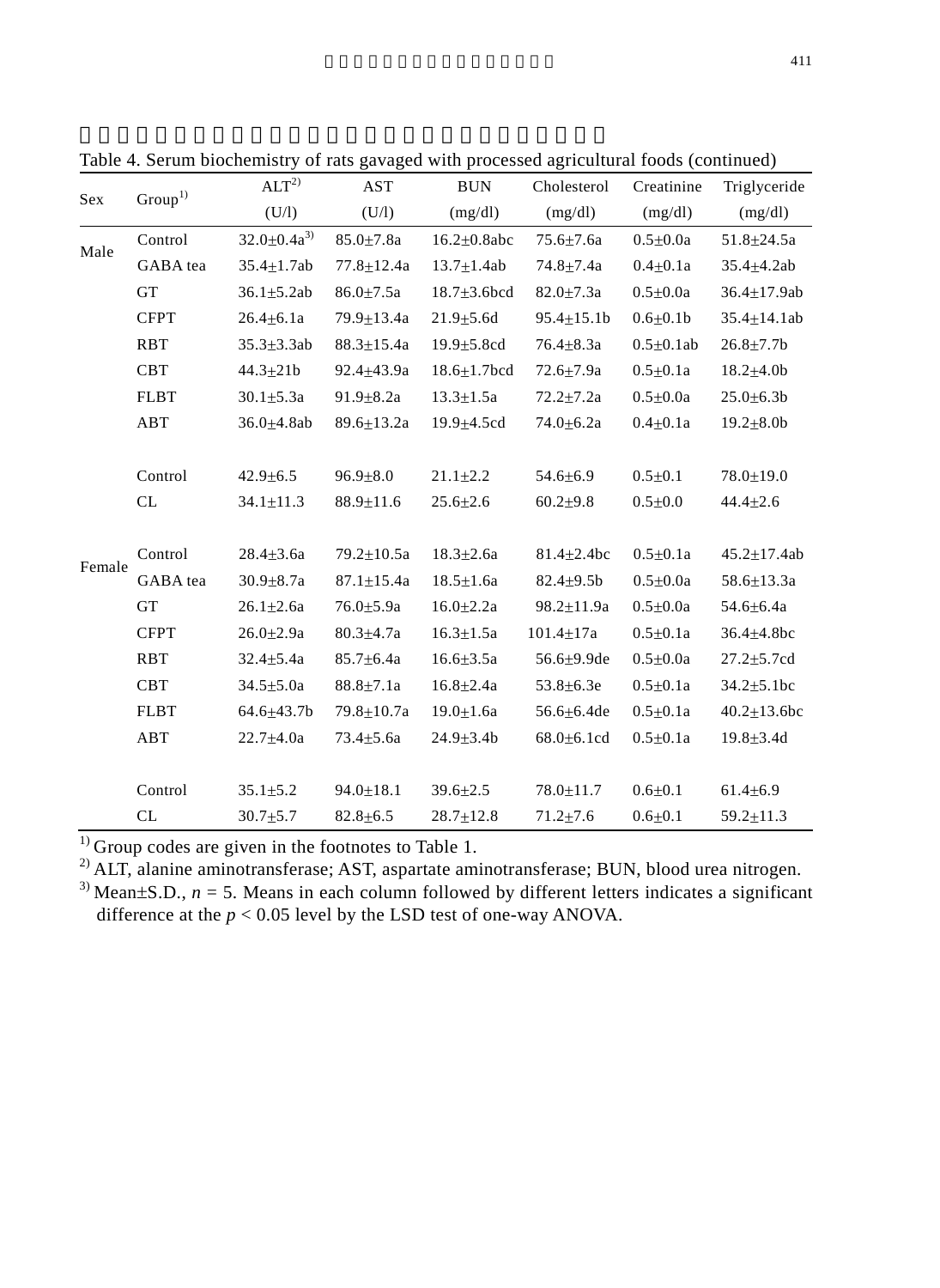表四、以加工農產品餵食大鼠之血清生化值（續）

Table 4. Serum biochemistry of rats gavaged with processed agricultural foods (continued)

| Sex | Group[1)] | ALT[2)] (U/l) | AST (U/l) | BUN (mg/dl) | Cholesterol (mg/dl) | Creatinine (mg/dl) | Triglyceride (mg/dl) |
|---|---|---|---|---|---|---|---|
| Male | Control | 32.0±0.4a[3)] | 85.0±7.8a | 16.2±0.8abc | 75.6±7.6a | 0.5±0.0a | 51.8±24.5a |
| | GABA tea | 35.4±1.7ab | 77.8±12.4a | 13.7±1.4ab | 74.8±7.4a | 0.4±0.1a | 35.4±4.2ab |
| | GT | 36.1±5.2ab | 86.0±7.5a | 18.7±3.6bcd | 82.0±7.3a | 0.5±0.0a | 36.4±17.9ab |
| | CFPT | 26.4±6.1a | 79.9±13.4a | 21.9±5.6d | 95.4±15.1b | 0.6±0.1b | 35.4±14.1ab |
| | RBT | 35.3±3.3ab | 88.3±15.4a | 19.9±5.8cd | 76.4±8.3a | 0.5±0.1ab | 26.8±7.7b |
| | CBT | 44.3±21b | 92.4±43.9a | 18.6±1.7bcd | 72.6±7.9a | 0.5±0.1a | 18.2±4.0b |
| | FLBT | 30.1±5.3a | 91.9±8.2a | 13.3±1.5a | 72.2±7.2a | 0.5±0.0a | 25.0±6.3b |
| | ABT | 36.0±4.8ab | 89.6±13.2a | 19.9±4.5cd | 74.0±6.2a | 0.4±0.1a | 19.2±8.0b |
| | | | | | | | |
| | Control | 42.9±6.5 | 96.9±8.0 | 21.1±2.2 | 54.6±6.9 | 0.5±0.1 | 78.0±19.0 |
| | CL | 34.1±11.3 | 88.9±11.6 | 25.6±2.6 | 60.2±9.8 | 0.5±0.0 | 44.4±2.6 |
| | | | | | | | |
| Female | Control | 28.4±3.6a | 79.2±10.5a | 18.3±2.6a | 81.4±2.4bc | 0.5±0.1a | 45.2±17.4ab |
| | GABA tea | 30.9±8.7a | 87.1±15.4a | 18.5±1.6a | 82.4±9.5b | 0.5±0.0a | 58.6±13.3a |
| | GT | 26.1±2.6a | 76.0±5.9a | 16.0±2.2a | 98.2±11.9a | 0.5±0.0a | 54.6±6.4a |
| | CFPT | 26.0±2.9a | 80.3±4.7a | 16.3±1.5a | 101.4±17a | 0.5±0.1a | 36.4±4.8bc |
| | RBT | 32.4±5.4a | 85.7±6.4a | 16.6±3.5a | 56.6±9.9de | 0.5±0.0a | 27.2±5.7cd |
| | CBT | 34.5±5.0a | 88.8±7.1a | 16.8±2.4a | 53.8±6.3e | 0.5±0.1a | 34.2±5.1bc |
| | FLBT | 64.6±43.7b | 79.8±10.7a | 19.0±1.6a | 56.6±6.4de | 0.5±0.1a | 40.2±13.6bc |
| | ABT | 22.7±4.0a | 73.4±5.6a | 24.9±3.4b | 68.0±6.1cd | 0.5±0.1a | 19.8±3.4d |
| | | | | | | | |
| | Control | 35.1±5.2 | 94.0±18.1 | 39.6±2.5 | 78.0±11.7 | 0.6±0.1 | 61.4±6.9 |
| | CL | 30.7±5.7 | 82.8±6.5 | 28.7±12.8 | 71.2±7.6 | 0.6±0.1 | 59.2±11.3 |

[1)] Group codes are given in the footnotes to Table 1.

[2)] ALT, alanine aminotransferase; AST, aspartate aminotransferase; BUN, blood urea nitrogen.

[3)] Mean±S.D., $n = 5$. Means in each column followed by different letters indicates a significant difference at the $p < 0.05$ level by the LSD test of one-way ANOVA.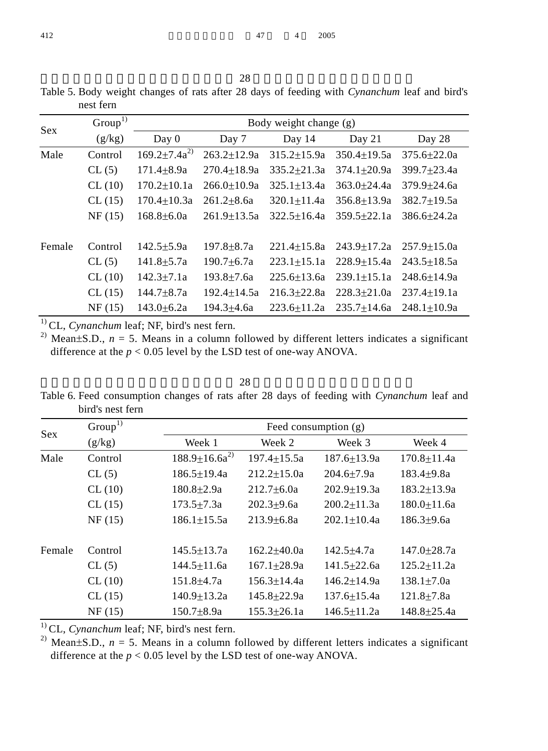Table 5. Body weight changes of rats after 28 days of feeding with *Cynanchum* leaf and bird's nest fern

| Sex | Group[1) ] (g/kg) | Body weight change (g) | | | | |
|---|---|---|---|---|---|---|
| | | Day 0 | Day 7 | Day 14 | Day 21 | Day 28 |
| Male | Control | 169.2±7.4a[2)] | 263.2±12.9a | 315.2±15.9a | 350.4±19.5a | 375.6±22.0a |
| | CL (5) | 171.4±8.9a | 270.4±18.9a | 335.2±21.3a | 374.1±20.9a | 399.7±23.4a |
| | CL (10) | 170.2±10.1a | 266.0±10.9a | 325.1±13.4a | 363.0±24.4a | 379.9±24.6a |
| | CL (15) | 170.4±10.3a | 261.2±8.6a | 320.1±11.4a | 356.8±13.9a | 382.7±19.5a |
| | NF (15) | 168.8±6.0a | 261.9±13.5a | 322.5±16.4a | 359.5±22.1a | 386.6±24.2a |
| Female | Control | 142.5±5.9a | 197.8±8.7a | 221.4±15.8a | 243.9±17.2a | 257.9±15.0a |
| | CL (5) | 141.8±5.7a | 190.7±6.7a | 223.1±15.1a | 228.9±15.4a | 243.5±18.5a |
| | CL (10) | 142.3±7.1a | 193.8±7.6a | 225.6±13.6a | 239.1±15.1a | 248.6±14.9a |
| | CL (15) | 144.7±8.7a | 192.4±14.5a | 216.3±22.8a | 228.3±21.0a | 237.4±19.1a |
| | NF (15) | 143.0±6.2a | 194.3±4.6a | 223.6±11.2a | 235.7±14.6a | 248.1±10.9a |

[1)] CL, *Cynanchum* leaf; NF, bird's nest fern.
[2)] Mean±S.D., $n = 5$. Means in a column followed by different letters indicates a significant difference at the $p < 0.05$ level by the LSD test of one-way ANOVA.

Table 6. Feed consumption changes of rats after 28 days of feeding with *Cynanchum* leaf and bird's nest fern

| Sex | Group[1)] (g/kg) | Feed consumption (g) | | | |
|---|---|---|---|---|---|
| | | Week 1 | Week 2 | Week 3 | Week 4 |
| Male | Control | 188.9±16.6a[2)] | 197.4±15.5a | 187.6±13.9a | 170.8±11.4a |
| | CL (5) | 186.5±19.4a | 212.2±15.0a | 204.6±7.9a | 183.4±9.8a |
| | CL (10) | 180.8±2.9a | 212.7±6.0a | 202.9±19.3a | 183.2±13.9a |
| | CL (15) | 173.5±7.3a | 202.3±9.6a | 200.2±11.3a | 180.0±11.6a |
| | NF (15) | 186.1±15.5a | 213.9±6.8a | 202.1±10.4a | 186.3±9.6a |
| Female | Control | 145.5±13.7a | 162.2±40.0a | 142.5±4.7a | 147.0±28.7a |
| | CL (5) | 144.5±11.6a | 167.1±28.9a | 141.5±22.6a | 125.2±11.2a |
| | CL (10) | 151.8±4.7a | 156.3±14.4a | 146.2±14.9a | 138.1±7.0a |
| | CL (15) | 140.9±13.2a | 145.8±22.9a | 137.6±15.4a | 121.8±7.8a |
| | NF (15) | 150.7±8.9a | 155.3±26.1a | 146.5±11.2a | 148.8±25.4a |

[1)] CL, *Cynanchum* leaf; NF, bird's nest fern.
[2)] Mean±S.D., $n = 5$. Means in a column followed by different letters indicates a significant difference at the $p < 0.05$ level by the LSD test of one-way ANOVA.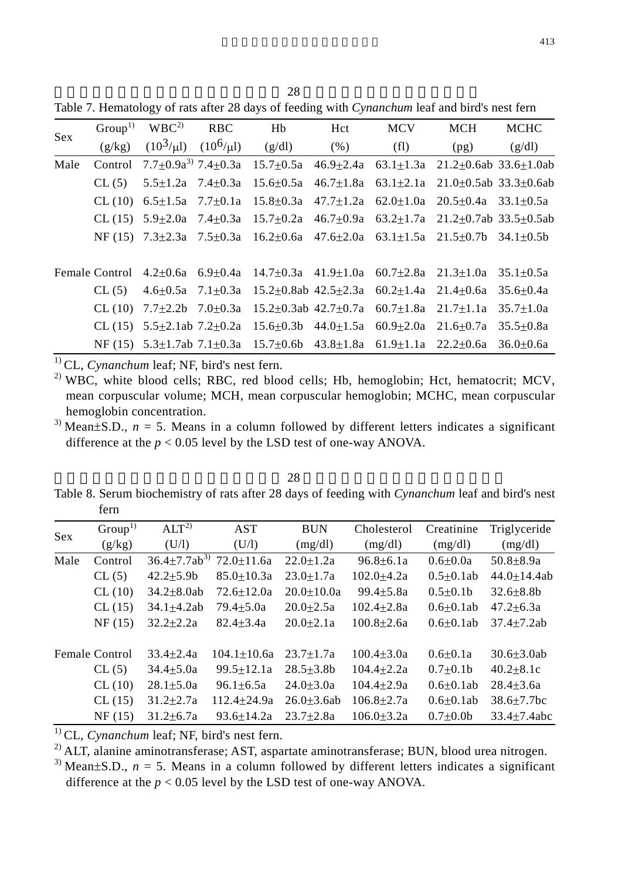Table 7. Hematology of rats after 28 days of feeding with *Cynanchum* leaf and bird's nest fern

| Sex | Group[1] (g/kg) | WBC[2] ($10^3$/μl) | RBC ($10^6$/μl) | Hb (g/dl) | Hct (%) | MCV (fl) | MCH (pg) | MCHC (g/dl) |
|---|---|---|---|---|---|---|---|---|
| Male | Control | 7.7±0.9a[3] | 7.4±0.3a | 15.7±0.5a | 46.9±2.4a | 63.1±1.3a | 21.2±0.6ab | 33.6±1.0ab |
| | CL (5) | 5.5±1.2a | 7.4±0.3a | 15.6±0.5a | 46.7±1.8a | 63.1±2.1a | 21.0±0.5ab | 33.3±0.6ab |
| | CL (10) | 6.5±1.5a | 7.7±0.1a | 15.8±0.3a | 47.7±1.2a | 62.0±1.0a | 20.5±0.4a | 33.1±0.5a |
| | CL (15) | 5.9±2.0a | 7.4±0.3a | 15.7±0.2a | 46.7±0.9a | 63.2±1.7a | 21.2±0.7ab | 33.5±0.5ab |
| | NF (15) | 7.3±2.3a | 7.5±0.3a | 16.2±0.6a | 47.6±2.0a | 63.1±1.5a | 21.5±0.7b | 34.1±0.5b |
| Female | Control | 4.2±0.6a | 6.9±0.4a | 14.7±0.3a | 41.9±1.0a | 60.7±2.8a | 21.3±1.0a | 35.1±0.5a |
| | CL (5) | 4.6±0.5a | 7.1±0.3a | 15.2±0.8ab | 42.5±2.3a | 60.2±1.4a | 21.4±0.6a | 35.6±0.4a |
| | CL (10) | 7.7±2.2b | 7.0±0.3a | 15.2±0.3ab | 42.7±0.7a | 60.7±1.8a | 21.7±1.1a | 35.7±1.0a |
| | CL (15) | 5.5±2.1ab | 7.2±0.2a | 15.6±0.3b | 44.0±1.5a | 60.9±2.0a | 21.6±0.7a | 35.5±0.8a |
| | NF (15) | 5.3±1.7ab | 7.1±0.3a | 15.7±0.6b | 43.8±1.8a | 61.9±1.1a | 22.2±0.6a | 36.0±0.6a |

[1] CL, *Cynanchum* leaf; NF, bird's nest fern.

[2] WBC, white blood cells; RBC, red blood cells; Hb, hemoglobin; Hct, hematocrit; MCV, mean corpuscular volume; MCH, mean corpuscular hemoglobin; MCHC, mean corpuscular hemoglobin concentration.

[3] Mean±S.D., $n = 5$. Means in a column followed by different letters indicates a significant difference at the $p < 0.05$ level by the LSD test of one-way ANOVA.

Table 8. Serum biochemistry of rats after 28 days of feeding with *Cynanchum* leaf and bird's nest fern

| Sex | Group[1] (g/kg) | ALT[2] (U/l) | AST (U/l) | BUN (mg/dl) | Cholesterol (mg/dl) | Creatinine (mg/dl) | Triglyceride (mg/dl) |
|---|---|---|---|---|---|---|---|
| Male | Control | 36.4±7.7ab[3] | 72.0±11.6a | 22.0±1.2a | 96.8±6.1a | 0.6±0.0a | 50.8±8.9a |
| | CL (5) | 42.2±5.9b | 85.0±10.3a | 23.0±1.7a | 102.0±4.2a | 0.5±0.1ab | 44.0±14.4ab |
| | CL (10) | 34.2±8.0ab | 72.6±12.0a | 20.0±10.0a | 99.4±5.8a | 0.5±0.1b | 32.6±8.8b |
| | CL (15) | 34.1±4.2ab | 79.4±5.0a | 20.0±2.5a | 102.4±2.8a | 0.6±0.1ab | 47.2±6.3a |
| | NF (15) | 32.2±2.2a | 82.4±3.4a | 20.0±2.1a | 100.8±2.6a | 0.6±0.1ab | 37.4±7.2ab |
| Female | Control | 33.4±2.4a | 104.1±10.6a | 23.7±1.7a | 100.4±3.0a | 0.6±0.1a | 30.6±3.0ab |
| | CL (5) | 34.4±5.0a | 99.5±12.1a | 28.5±3.8b | 104.4±2.2a | 0.7±0.1b | 40.2±8.1c |
| | CL (10) | 28.1±5.0a | 96.1±6.5a | 24.0±3.0a | 104.4±2.9a | 0.6±0.1ab | 28.4±3.6a |
| | CL (15) | 31.2±2.7a | 112.4±24.9a | 26.0±3.6ab | 106.8±2.7a | 0.6±0.1ab | 38.6±7.7bc |
| | NF (15) | 31.2±6.7a | 93.6±14.2a | 23.7±2.8a | 106.0±3.2a | 0.7±0.0b | 33.4±7.4abc |

[1] CL, *Cynanchum* leaf; NF, bird's nest fern.

[2] ALT, alanine aminotransferase; AST, aspartate aminotransferase; BUN, blood urea nitrogen.

[3] Mean±S.D., $n = 5$. Means in a column followed by different letters indicates a significant difference at the $p < 0.05$ level by the LSD test of one-way ANOVA.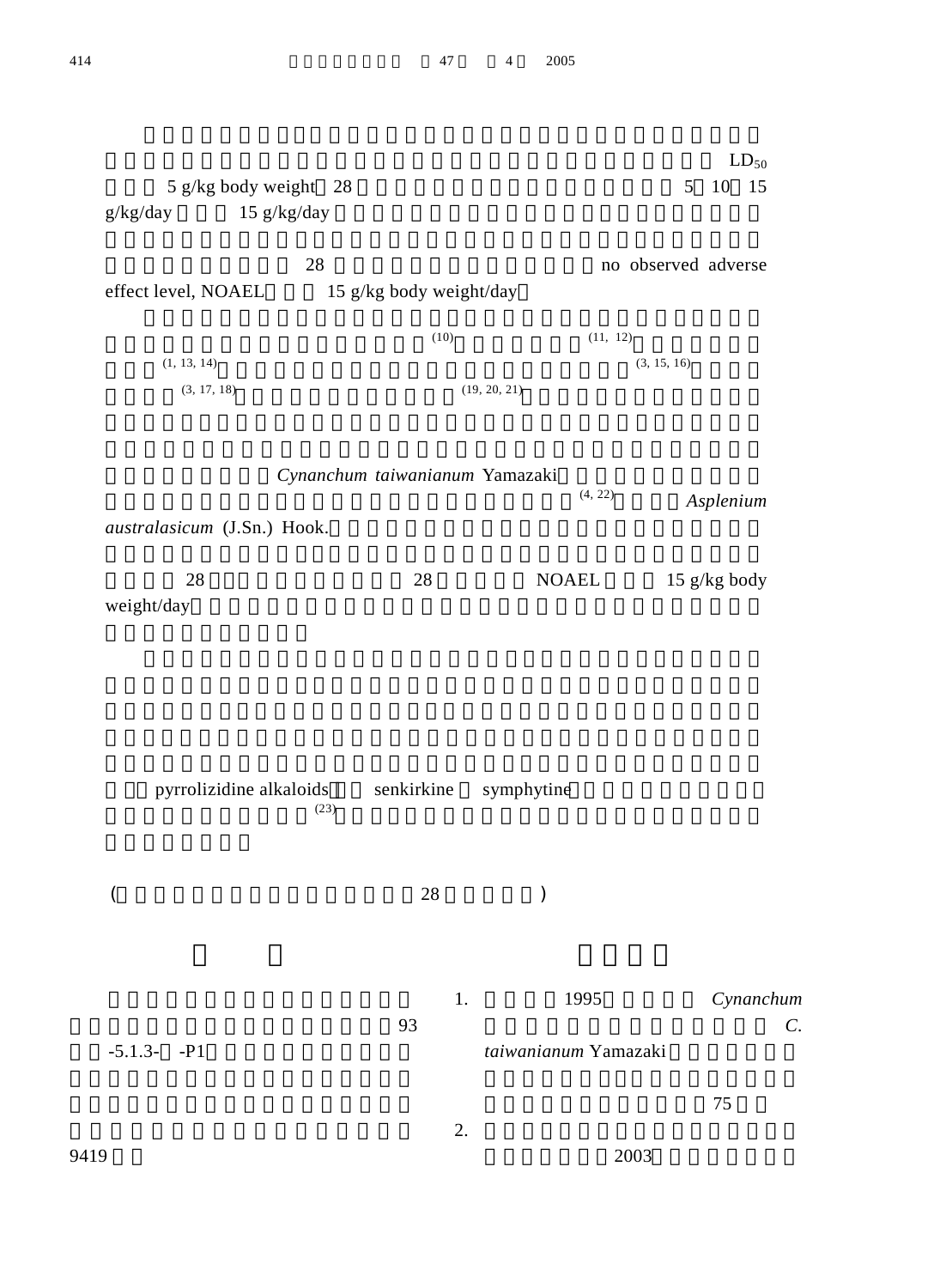$LD_{50}$

5 g/kg body weight 28 5 10 15 g/kg/day 15 g/kg/day

28 no observed adverse effect level, NOAEL 15 g/kg body weight/day

[10] [11, 12] [1, 13, 14] [3, 15, 16] [3, 17, 18] [19, 20, 21]

*Cynanchum taiwanianum* Yamazaki [4, 22] *Asplenium australasicum* (J.Sn.) Hook.

28 28 NOAEL 15 g/kg body weight/day

pyrrolizidine alkaloids senkirkine symphytine [23]

( 28 )

93 -5.1.3- -P1 9419

1. 1995 *Cynanchum* *C. taiwanianum* Yamazaki 75
2. 2003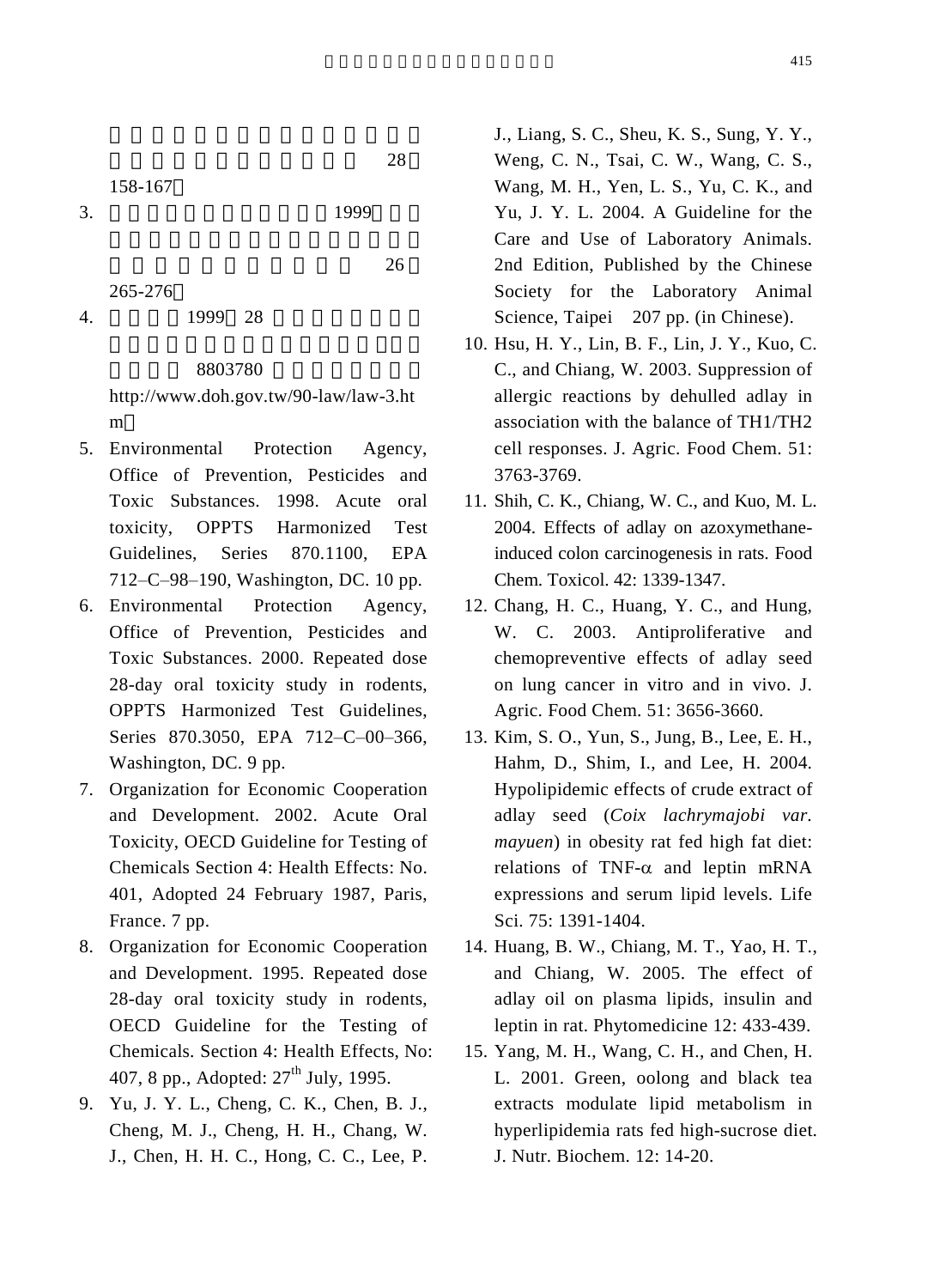158-167。

3. 1999 26 265-276。

4. 1999 28 8803780 http://www.doh.gov.tw/90-law/law-3.htm。

5. Environmental Protection Agency, Office of Prevention, Pesticides and Toxic Substances. 1998. Acute oral toxicity, OPPTS Harmonized Test Guidelines, Series 870.1100, EPA 712–C–98–190, Washington, DC. 10 pp.

6. Environmental Protection Agency, Office of Prevention, Pesticides and Toxic Substances. 2000. Repeated dose 28-day oral toxicity study in rodents, OPPTS Harmonized Test Guidelines, Series 870.3050, EPA 712–C–00–366, Washington, DC. 9 pp.

7. Organization for Economic Cooperation and Development. 2002. Acute Oral Toxicity, OECD Guideline for Testing of Chemicals Section 4: Health Effects: No. 401, Adopted 24 February 1987, Paris, France. 7 pp.

8. Organization for Economic Cooperation and Development. 1995. Repeated dose 28-day oral toxicity study in rodents, OECD Guideline for the Testing of Chemicals. Section 4: Health Effects, No: 407, 8 pp., Adopted: 27th July, 1995.

9. Yu, J. Y. L., Cheng, C. K., Chen, B. J., Cheng, M. J., Cheng, H. H., Chang, W. J., Chen, H. H. C., Hong, C. C., Lee, P. J., Liang, S. C., Sheu, K. S., Sung, Y. Y., Weng, C. N., Tsai, C. W., Wang, C. S., Wang, M. H., Yen, L. S., Yu, C. K., and Yu, J. Y. L. 2004. A Guideline for the Care and Use of Laboratory Animals. 2nd Edition, Published by the Chinese Society for the Laboratory Animal Science, Taipei 207 pp. (in Chinese).

10. Hsu, H. Y., Lin, B. F., Lin, J. Y., Kuo, C. C., and Chiang, W. 2003. Suppression of allergic reactions by dehulled adlay in association with the balance of TH1/TH2 cell responses. J. Agric. Food Chem. 51: 3763-3769.

11. Shih, C. K., Chiang, W. C., and Kuo, M. L. 2004. Effects of adlay on azoxymethane-induced colon carcinogenesis in rats. Food Chem. Toxicol. 42: 1339-1347.

12. Chang, H. C., Huang, Y. C., and Hung, W. C. 2003. Antiproliferative and chemopreventive effects of adlay seed on lung cancer in vitro and in vivo. J. Agric. Food Chem. 51: 3656-3660.

13. Kim, S. O., Yun, S., Jung, B., Lee, E. H., Hahm, D., Shim, I., and Lee, H. 2004. Hypolipidemic effects of crude extract of adlay seed (*Coix lachrymajobi var. mayuen*) in obesity rat fed high fat diet: relations of TNF-$\alpha$ and leptin mRNA expressions and serum lipid levels. Life Sci. 75: 1391-1404.

14. Huang, B. W., Chiang, M. T., Yao, H. T., and Chiang, W. 2005. The effect of adlay oil on plasma lipids, insulin and leptin in rat. Phytomedicine 12: 433-439.

15. Yang, M. H., Wang, C. H., and Chen, H. L. 2001. Green, oolong and black tea extracts modulate lipid metabolism in hyperlipidemia rats fed high-sucrose diet. J. Nutr. Biochem. 12: 14-20.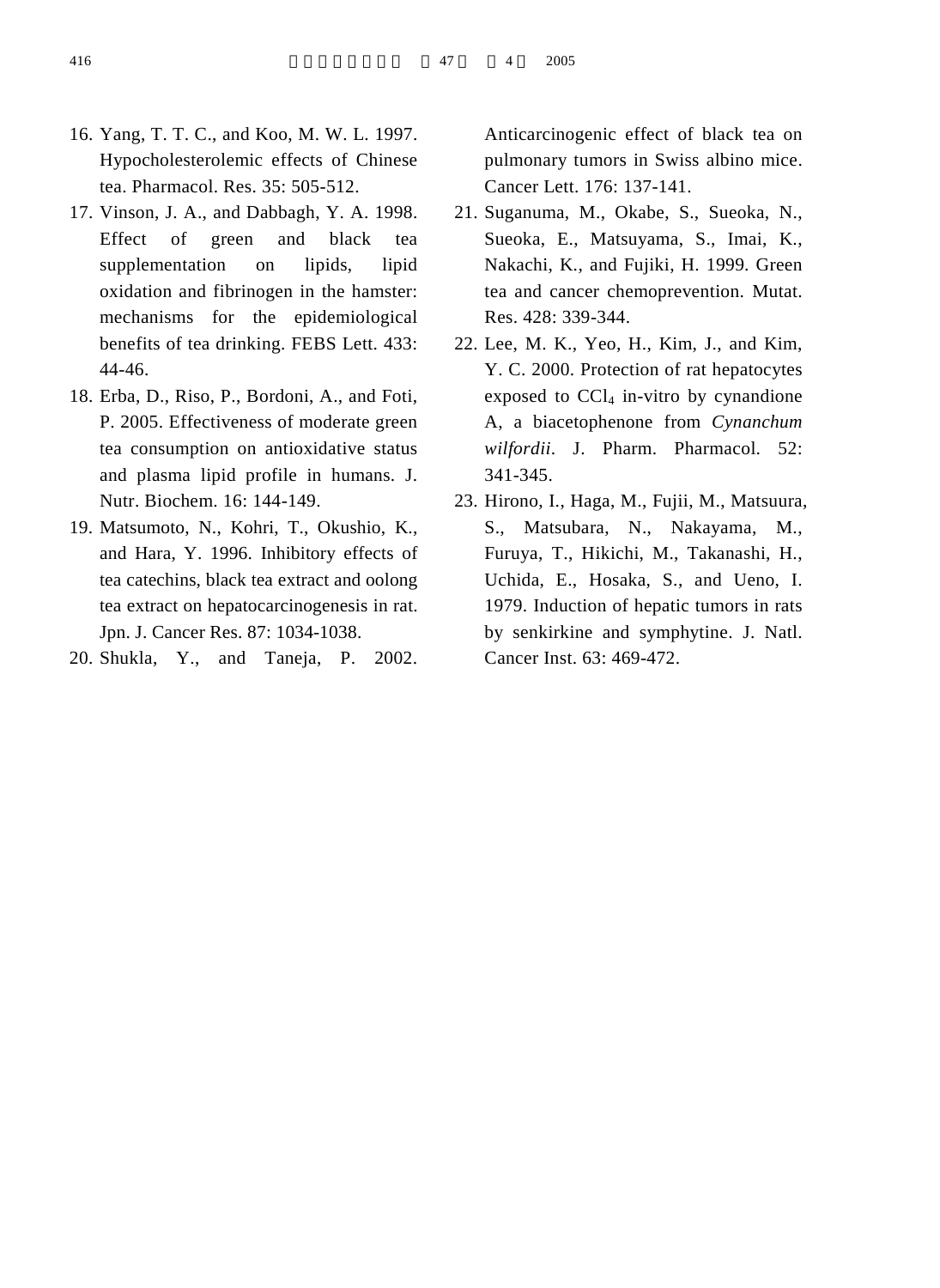16. Yang, T. T. C., and Koo, M. W. L. 1997. Hypocholesterolemic effects of Chinese tea. Pharmacol. Res. 35: 505-512.
17. Vinson, J. A., and Dabbagh, Y. A. 1998. Effect of green and black tea supplementation on lipids, lipid oxidation and fibrinogen in the hamster: mechanisms for the epidemiological benefits of tea drinking. FEBS Lett. 433: 44-46.
18. Erba, D., Riso, P., Bordoni, A., and Foti, P. 2005. Effectiveness of moderate green tea consumption on antioxidative status and plasma lipid profile in humans. J. Nutr. Biochem. 16: 144-149.
19. Matsumoto, N., Kohri, T., Okushio, K., and Hara, Y. 1996. Inhibitory effects of tea catechins, black tea extract and oolong tea extract on hepatocarcinogenesis in rat. Jpn. J. Cancer Res. 87: 1034-1038.
20. Shukla, Y., and Taneja, P. 2002. Anticarcinogenic effect of black tea on pulmonary tumors in Swiss albino mice. Cancer Lett. 176: 137-141.
21. Suganuma, M., Okabe, S., Sueoka, N., Sueoka, E., Matsuyama, S., Imai, K., Nakachi, K., and Fujiki, H. 1999. Green tea and cancer chemoprevention. Mutat. Res. 428: 339-344.
22. Lee, M. K., Yeo, H., Kim, J., and Kim, Y. C. 2000. Protection of rat hepatocytes exposed to $CCl_4$ in-vitro by cynandione A, a biacetophenone from *Cynanchum wilfordii*. J. Pharm. Pharmacol. 52: 341-345.
23. Hirono, I., Haga, M., Fujii, M., Matsuura, S., Matsubara, N., Nakayama, M., Furuya, T., Hikichi, M., Takanashi, H., Uchida, E., Hosaka, S., and Ueno, I. 1979. Induction of hepatic tumors in rats by senkirkine and symphytine. J. Natl. Cancer Inst. 63: 469-472.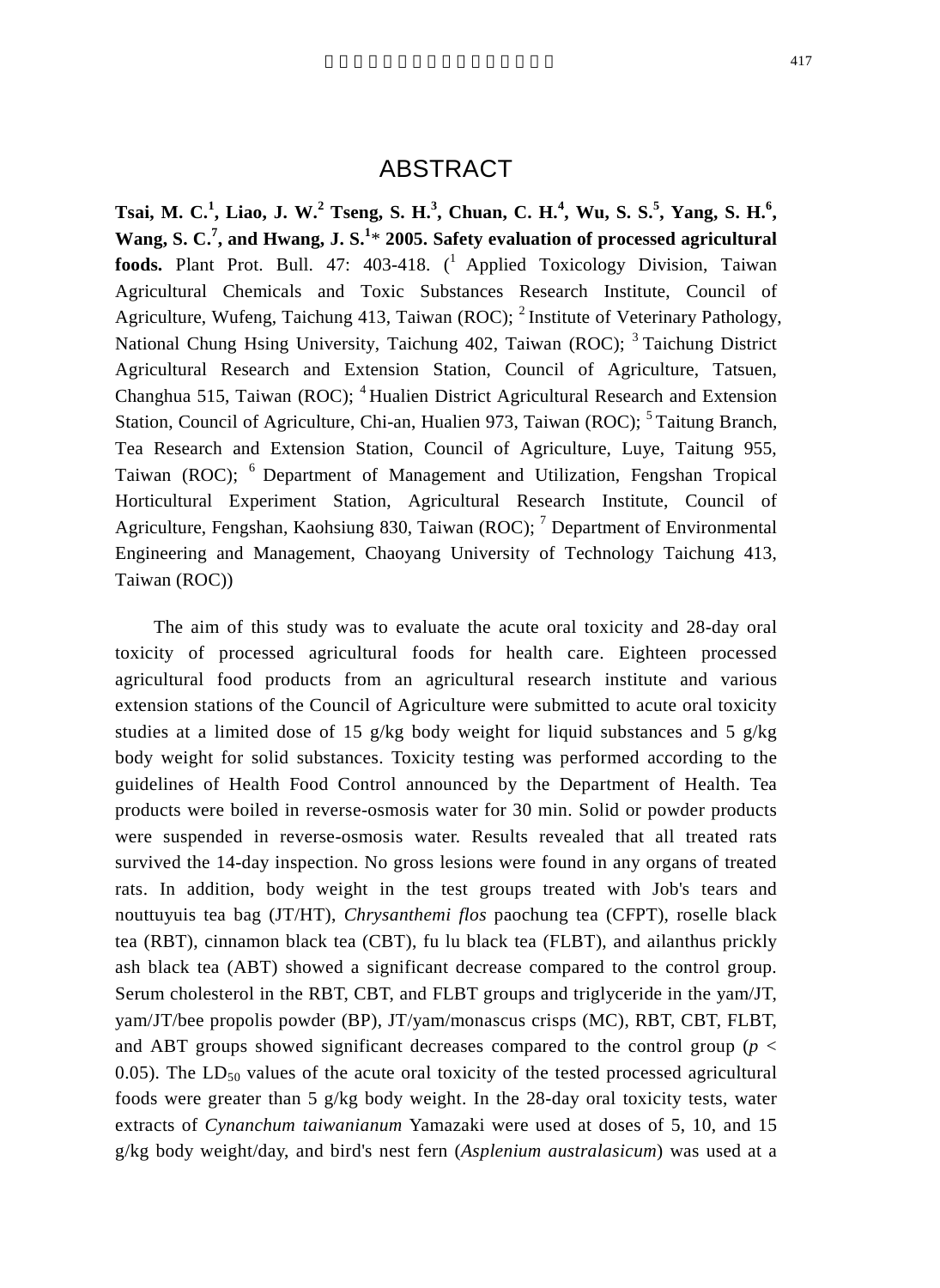# ABSTRACT

**Tsai, M. C.[1], Liao, J. W.[2] Tseng, S. H.[3], Chuan, C. H.[4], Wu, S. S.[5], Yang, S. H.[6], Wang, S. C.[7], and Hwang, J. S.[1]* 2005. Safety evaluation of processed agricultural foods.** Plant Prot. Bull. 47: 403-418. ([1] Applied Toxicology Division, Taiwan Agricultural Chemicals and Toxic Substances Research Institute, Council of Agriculture, Wufeng, Taichung 413, Taiwan (ROC); [2] Institute of Veterinary Pathology, National Chung Hsing University, Taichung 402, Taiwan (ROC); [3] Taichung District Agricultural Research and Extension Station, Council of Agriculture, Tatsuen, Changhua 515, Taiwan (ROC); [4] Hualien District Agricultural Research and Extension Station, Council of Agriculture, Chi-an, Hualien 973, Taiwan (ROC); [5] Taitung Branch, Tea Research and Extension Station, Council of Agriculture, Luye, Taitung 955, Taiwan (ROC); [6] Department of Management and Utilization, Fengshan Tropical Horticultural Experiment Station, Agricultural Research Institute, Council of Agriculture, Fengshan, Kaohsiung 830, Taiwan (ROC); [7] Department of Environmental Engineering and Management, Chaoyang University of Technology Taichung 413, Taiwan (ROC))

The aim of this study was to evaluate the acute oral toxicity and 28-day oral toxicity of processed agricultural foods for health care. Eighteen processed agricultural food products from an agricultural research institute and various extension stations of the Council of Agriculture were submitted to acute oral toxicity studies at a limited dose of 15 g/kg body weight for liquid substances and 5 g/kg body weight for solid substances. Toxicity testing was performed according to the guidelines of Health Food Control announced by the Department of Health. Tea products were boiled in reverse-osmosis water for 30 min. Solid or powder products were suspended in reverse-osmosis water. Results revealed that all treated rats survived the 14-day inspection. No gross lesions were found in any organs of treated rats. In addition, body weight in the test groups treated with Job's tears and nouttuyuis tea bag (JT/HT), *Chrysanthemi flos* paochung tea (CFPT), roselle black tea (RBT), cinnamon black tea (CBT), fu lu black tea (FLBT), and ailanthus prickly ash black tea (ABT) showed a significant decrease compared to the control group. Serum cholesterol in the RBT, CBT, and FLBT groups and triglyceride in the yam/JT, yam/JT/bee propolis powder (BP), JT/yam/monascus crisps (MC), RBT, CBT, FLBT, and ABT groups showed significant decreases compared to the control group ($p < 0.05$). The $LD_{50}$ values of the acute oral toxicity of the tested processed agricultural foods were greater than 5 g/kg body weight. In the 28-day oral toxicity tests, water extracts of *Cynanchum taiwanianum* Yamazaki were used at doses of 5, 10, and 15 g/kg body weight/day, and bird's nest fern (*Asplenium australasicum*) was used at a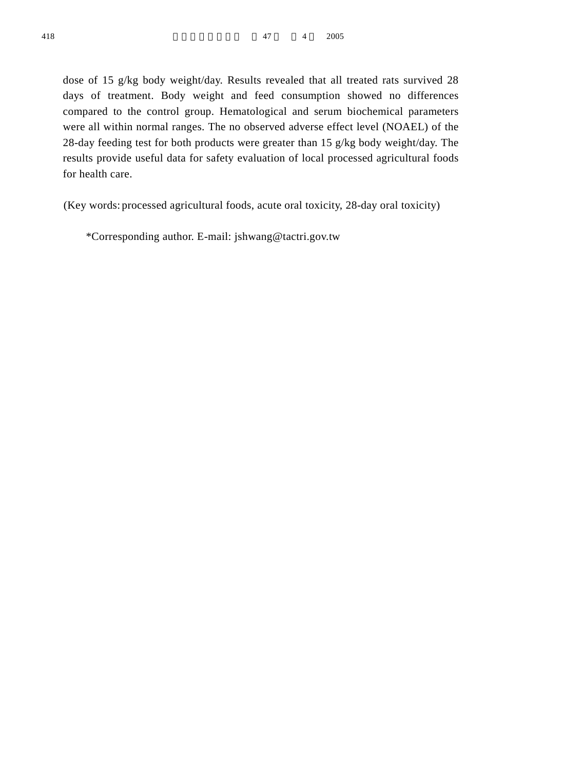dose of 15 g/kg body weight/day. Results revealed that all treated rats survived 28 days of treatment. Body weight and feed consumption showed no differences compared to the control group. Hematological and serum biochemical parameters were all within normal ranges. The no observed adverse effect level (NOAEL) of the 28-day feeding test for both products were greater than 15 g/kg body weight/day. The results provide useful data for safety evaluation of local processed agricultural foods for health care.

(Key words: processed agricultural foods, acute oral toxicity, 28-day oral toxicity)

*Corresponding author. E-mail: jshwang@tactri.gov.tw